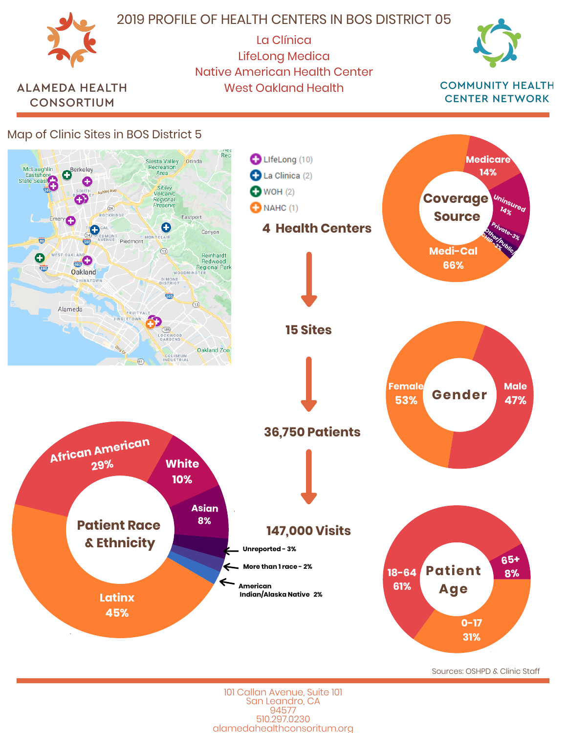# 2019 PROFILE OF HEALTH CENTERS IN BOS DISTRICT 05

ALAMEDA HEALTH CONSORTIUM

COMMUNITY HEALTH CENTER NETWORK

La Clínica
LifeLong Medica
Native American Health Center
West Oakland Health

## Map of Clinic Sites in BOS District 5

- LIfeLong (10)
- La Clinica (2)
- WOH (2)
- NAHC (1)

**4 Health Centers**

↓

**15 Sites**

↓

**36,750 Patients**

↓

**147,000 Visits**

## Coverage Source

- Medi-Cal 66%
- Medicare 14%
- Uninsured 14%
- Private-3%
- Other/Public/CHIP-3%

## Gender

- Female 53%
- Male 47%

## Patient Race & Ethnicity

- Latinx 45%
- African American 29%
- White 10%
- Asian 8%
- Unreported - 3%
- More than 1 race - 2%
- American Indian/Alaska Native 2%

## Patient Age

- 0-17 31%
- 18-64 61%
- 65+ 8%

Sources: OSHPD & Clinic Staff

101 Callan Avenue, Suite 101
San Leandro, CA
94577
510.297.0230
alamedahealthconsoritum.org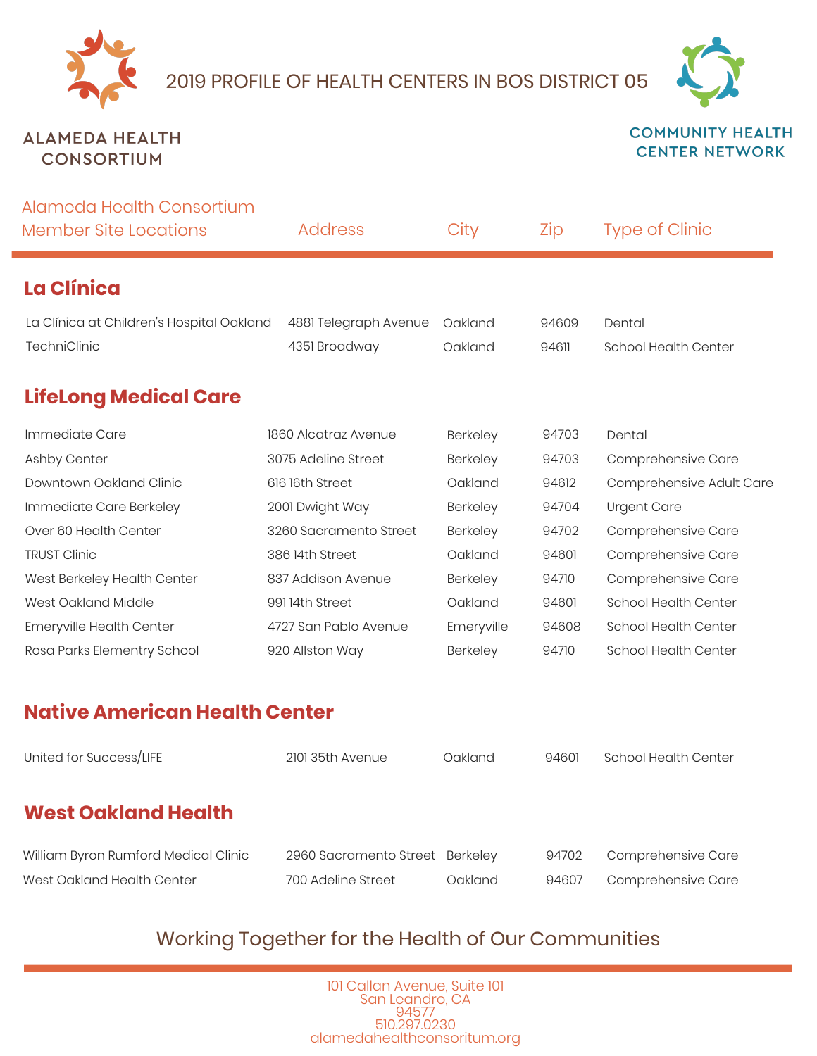# 2019 PROFILE OF HEALTH CENTERS IN BOS DISTRICT 05

ALAMEDA HEALTH CONSORTIUM

COMMUNITY HEALTH CENTER NETWORK

| Alameda Health Consortium Member Site Locations | Address | City | Zip | Type of Clinic |
|---|---|---|---|---|
| **La Clínica** | | | | |
| La Clínica at Children's Hospital Oakland | 4881 Telegraph Avenue | Oakland | 94609 | Dental |
| TechniClinic | 4351 Broadway | Oakland | 94611 | School Health Center |
| **LifeLong Medical Care** | | | | |
| Immediate Care | 1860 Alcatraz Avenue | Berkeley | 94703 | Dental |
| Ashby Center | 3075 Adeline Street | Berkeley | 94703 | Comprehensive Care |
| Downtown Oakland Clinic | 616 16th Street | Oakland | 94612 | Comprehensive Adult Care |
| Immediate Care Berkeley | 2001 Dwight Way | Berkeley | 94704 | Urgent Care |
| Over 60 Health Center | 3260 Sacramento Street | Berkeley | 94702 | Comprehensive Care |
| TRUST Clinic | 386 14th Street | Oakland | 94601 | Comprehensive Care |
| West Berkeley Health Center | 837 Addison Avenue | Berkeley | 94710 | Comprehensive Care |
| West Oakland Middle | 991 14th Street | Oakland | 94601 | School Health Center |
| Emeryville Health Center | 4727 San Pablo Avenue | Emeryville | 94608 | School Health Center |
| Rosa Parks Elementry School | 920 Allston Way | Berkeley | 94710 | School Health Center |
| **Native American Health Center** | | | | |
| United for Success/LIFE | 2101 35th Avenue | Oakland | 94601 | School Health Center |
| **West Oakland Health** | | | | |
| William Byron Rumford Medical Clinic | 2960 Sacramento Street | Berkeley | 94702 | Comprehensive Care |
| West Oakland Health Center | 700 Adeline Street | Oakland | 94607 | Comprehensive Care |

## Working Together for the Health of Our Communities

101 Callan Avenue, Suite 101
San Leandro, CA
94577
510.297.0230
alamedahealthconsoritum.org